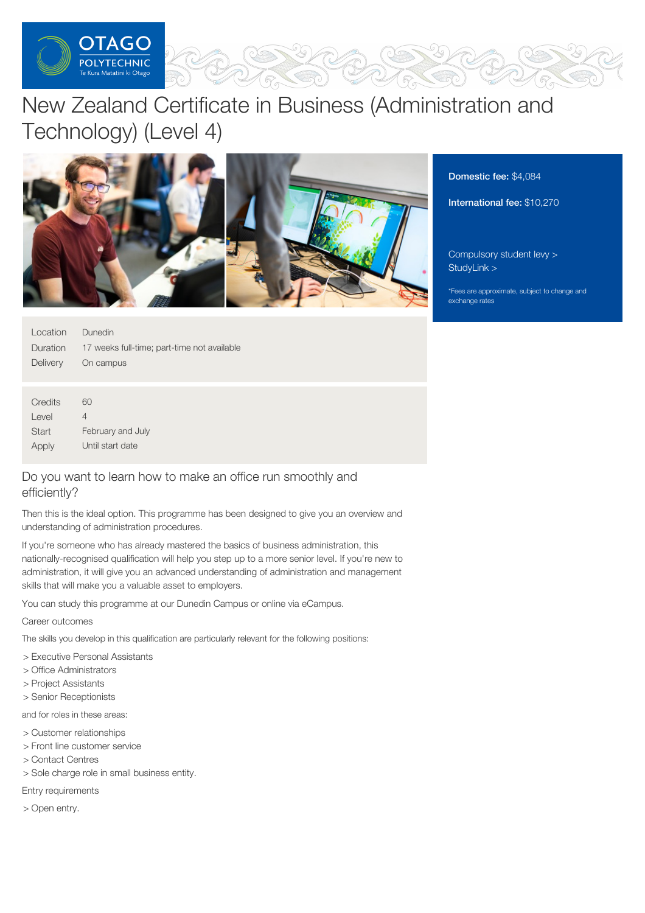OTAGO POLYTECHNIC
Te Kura Matatini ki Otago

# New Zealand Certificate in Business (Administration and Technology) (Level 4)

**Domestic fee:** $4,084

**International fee:** $10,270

Compulsory student levy >
StudyLink >

*Fees are approximate, subject to change and exchange rates

| | |
|---|---|
| Location | Dunedin |
| Duration | 17 weeks full-time; part-time not available |
| Delivery | On campus |

| | |
|---|---|
| Credits | 60 |
| Level | 4 |
| Start | February and July |
| Apply | Until start date |

## Do you want to learn how to make an office run smoothly and efficiently?

Then this is the ideal option. This programme has been designed to give you an overview and understanding of administration procedures.

If you're someone who has already mastered the basics of business administration, this nationally-recognised qualification will help you step up to a more senior level. If you're new to administration, it will give you an advanced understanding of administration and management skills that will make you a valuable asset to employers.

You can study this programme at our Dunedin Campus or online via eCampus.

### Career outcomes

The skills you develop in this qualification are particularly relevant for the following positions:

> Executive Personal Assistants
> Office Administrators
> Project Assistants
> Senior Receptionists

and for roles in these areas:

> Customer relationships
> Front line customer service
> Contact Centres
> Sole charge role in small business entity.

### Entry requirements

> Open entry.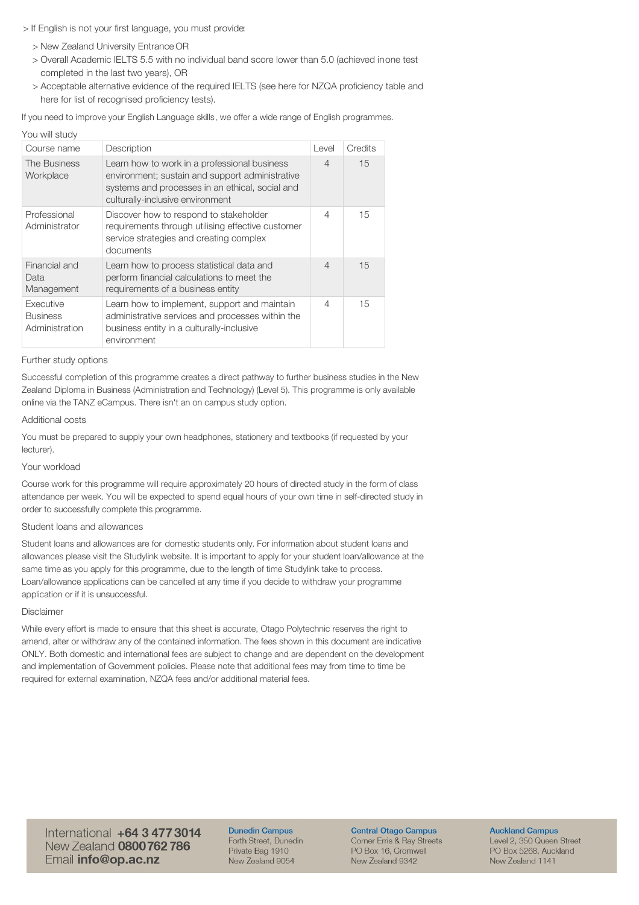- If English is not your first language, you must provide:
  - New Zealand University Entrance OR
  - Overall Academic IELTS 5.5 with no individual band score lower than 5.0 (achieved in one test completed in the last two years), OR
  - Acceptable alternative evidence of the required IELTS (see here for NZQA proficiency table and here for list of recognised proficiency tests).

If you need to improve your English Language skills, we offer a wide range of English programmes.

## You will study

| Course name | Description | Level | Credits |
|---|---|---|---|
| The Business Workplace | Learn how to work in a professional business environment; sustain and support administrative systems and processes in an ethical, social and culturally-inclusive environment | 4 | 15 |
| Professional Administrator | Discover how to respond to stakeholder requirements through utilising effective customer service strategies and creating complex documents | 4 | 15 |
| Financial and Data Management | Learn how to process statistical data and perform financial calculations to meet the requirements of a business entity | 4 | 15 |
| Executive Business Administration | Learn how to implement, support and maintain administrative services and processes within the business entity in a culturally-inclusive environment | 4 | 15 |

## Further study options

Successful completion of this programme creates a direct pathway to further business studies in the New Zealand Diploma in Business (Administration and Technology) (Level 5). This programme is only available online via the TANZ eCampus. There isn't an on campus study option.

## Additional costs

You must be prepared to supply your own headphones, stationery and textbooks (if requested by your lecturer).

## Your workload

Course work for this programme will require approximately 20 hours of directed study in the form of class attendance per week. You will be expected to spend equal hours of your own time in self-directed study in order to successfully complete this programme.

## Student loans and allowances

Student loans and allowances are for domestic students only. For information about student loans and allowances please visit the Studylink website. It is important to apply for your student loan/allowance at the same time as you apply for this programme, due to the length of time Studylink take to process. Loan/allowance applications can be cancelled at any time if you decide to withdraw your programme application or if it is unsuccessful.

## Disclaimer

While every effort is made to ensure that this sheet is accurate, Otago Polytechnic reserves the right to amend, alter or withdraw any of the contained information. The fees shown in this document are indicative ONLY. Both domestic and international fees are subject to change and are dependent on the development and implementation of Government policies. Please note that additional fees may from time to time be required for external examination, NZQA fees and/or additional material fees.

International **+64 3 477 3014**
New Zealand **0800 762 786**
Email **info@op.ac.nz**

**Dunedin Campus**
Forth Street, Dunedin
Private Bag 1910
New Zealand 9054

**Central Otago Campus**
Corner Erris & Ray Streets
PO Box 16, Cromwell
New Zealand 9342

**Auckland Campus**
Level 2, 350 Queen Street
PO Box 5268, Auckland
New Zealand 1141